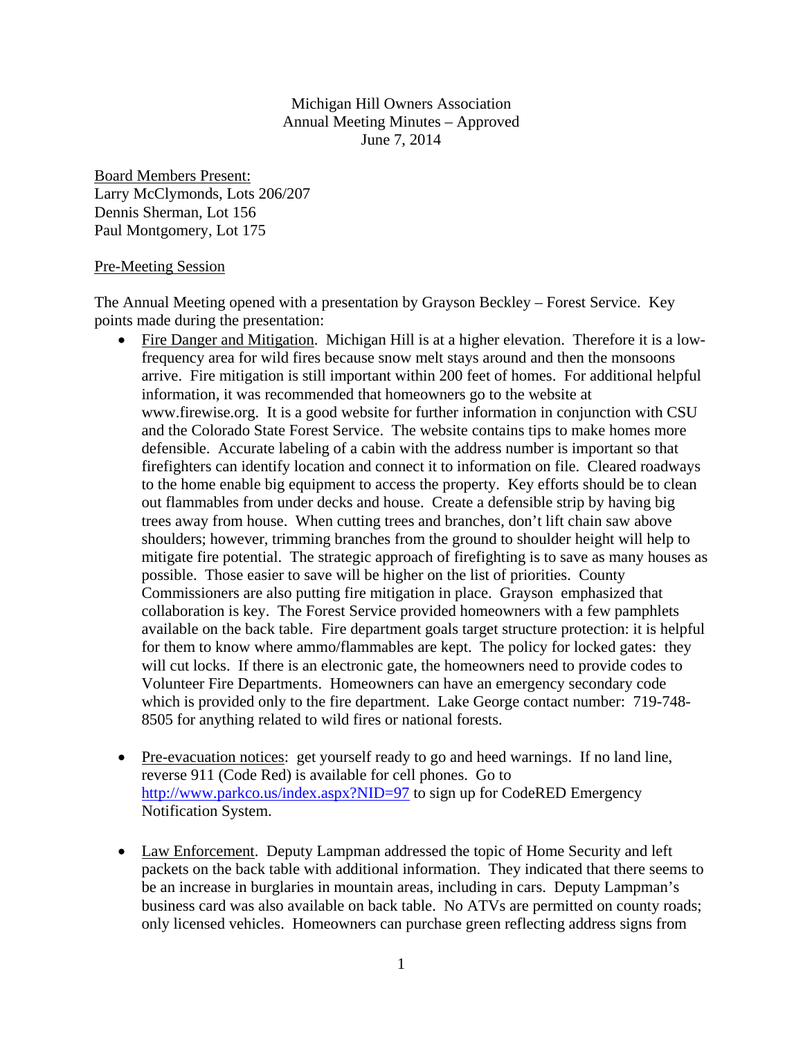Michigan Hill Owners Association
Annual Meeting Minutes – Approved
June 7, 2014

<u>Board Members Present:</u>
Larry McClymonds, Lots 206/207
Dennis Sherman, Lot 156
Paul Montgomery, Lot 175

<u>Pre-Meeting Session</u>

The Annual Meeting opened with a presentation by Grayson Beckley – Forest Service. Key points made during the presentation:

- <u>Fire Danger and Mitigation</u>. Michigan Hill is at a higher elevation. Therefore it is a low-frequency area for wild fires because snow melt stays around and then the monsoons arrive. Fire mitigation is still important within 200 feet of homes. For additional helpful information, it was recommended that homeowners go to the website at www.firewise.org. It is a good website for further information in conjunction with CSU and the Colorado State Forest Service. The website contains tips to make homes more defensible. Accurate labeling of a cabin with the address number is important so that firefighters can identify location and connect it to information on file. Cleared roadways to the home enable big equipment to access the property. Key efforts should be to clean out flammables from under decks and house. Create a defensible strip by having big trees away from house. When cutting trees and branches, don't lift chain saw above shoulders; however, trimming branches from the ground to shoulder height will help to mitigate fire potential. The strategic approach of firefighting is to save as many houses as possible. Those easier to save will be higher on the list of priorities. County Commissioners are also putting fire mitigation in place. Grayson emphasized that collaboration is key. The Forest Service provided homeowners with a few pamphlets available on the back table. Fire department goals target structure protection: it is helpful for them to know where ammo/flammables are kept. The policy for locked gates: they will cut locks. If there is an electronic gate, the homeowners need to provide codes to Volunteer Fire Departments. Homeowners can have an emergency secondary code which is provided only to the fire department. Lake George contact number: 719-748-8505 for anything related to wild fires or national forests.

- <u>Pre-evacuation notices</u>: get yourself ready to go and heed warnings. If no land line, reverse 911 (Code Red) is available for cell phones. Go to http://www.parkco.us/index.aspx?NID=97 to sign up for CodeRED Emergency Notification System.

- <u>Law Enforcement</u>. Deputy Lampman addressed the topic of Home Security and left packets on the back table with additional information. They indicated that there seems to be an increase in burglaries in mountain areas, including in cars. Deputy Lampman's business card was also available on back table. No ATVs are permitted on county roads; only licensed vehicles. Homeowners can purchase green reflecting address signs from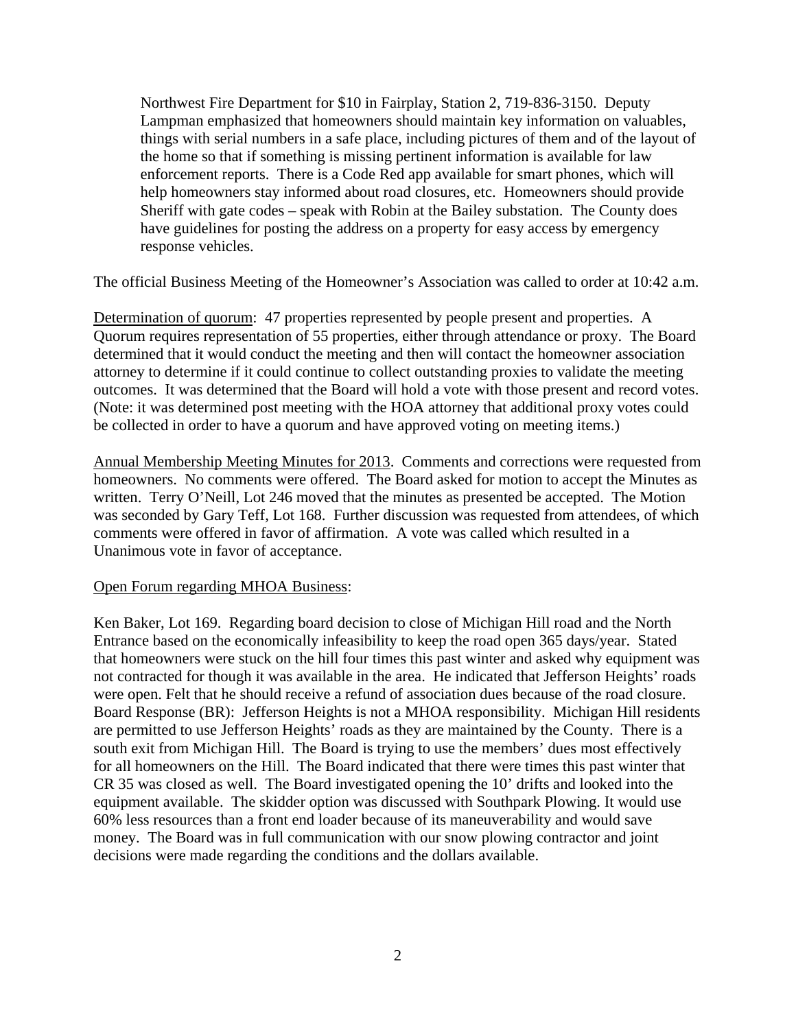Northwest Fire Department for $10 in Fairplay, Station 2, 719-836-3150. Deputy Lampman emphasized that homeowners should maintain key information on valuables, things with serial numbers in a safe place, including pictures of them and of the layout of the home so that if something is missing pertinent information is available for law enforcement reports. There is a Code Red app available for smart phones, which will help homeowners stay informed about road closures, etc. Homeowners should provide Sheriff with gate codes – speak with Robin at the Bailey substation. The County does have guidelines for posting the address on a property for easy access by emergency response vehicles.

The official Business Meeting of the Homeowner's Association was called to order at 10:42 a.m.

<u>Determination of quorum</u>: 47 properties represented by people present and properties. A Quorum requires representation of 55 properties, either through attendance or proxy. The Board determined that it would conduct the meeting and then will contact the homeowner association attorney to determine if it could continue to collect outstanding proxies to validate the meeting outcomes. It was determined that the Board will hold a vote with those present and record votes. (Note: it was determined post meeting with the HOA attorney that additional proxy votes could be collected in order to have a quorum and have approved voting on meeting items.)

<u>Annual Membership Meeting Minutes for 2013</u>. Comments and corrections were requested from homeowners. No comments were offered. The Board asked for motion to accept the Minutes as written. Terry O'Neill, Lot 246 moved that the minutes as presented be accepted. The Motion was seconded by Gary Teff, Lot 168. Further discussion was requested from attendees, of which comments were offered in favor of affirmation. A vote was called which resulted in a Unanimous vote in favor of acceptance.

<u>Open Forum regarding MHOA Business</u>:

Ken Baker, Lot 169. Regarding board decision to close of Michigan Hill road and the North Entrance based on the economically infeasibility to keep the road open 365 days/year. Stated that homeowners were stuck on the hill four times this past winter and asked why equipment was not contracted for though it was available in the area. He indicated that Jefferson Heights' roads were open. Felt that he should receive a refund of association dues because of the road closure. Board Response (BR): Jefferson Heights is not a MHOA responsibility. Michigan Hill residents are permitted to use Jefferson Heights' roads as they are maintained by the County. There is a south exit from Michigan Hill. The Board is trying to use the members' dues most effectively for all homeowners on the Hill. The Board indicated that there were times this past winter that CR 35 was closed as well. The Board investigated opening the 10' drifts and looked into the equipment available. The skidder option was discussed with Southpark Plowing. It would use 60% less resources than a front end loader because of its maneuverability and would save money. The Board was in full communication with our snow plowing contractor and joint decisions were made regarding the conditions and the dollars available.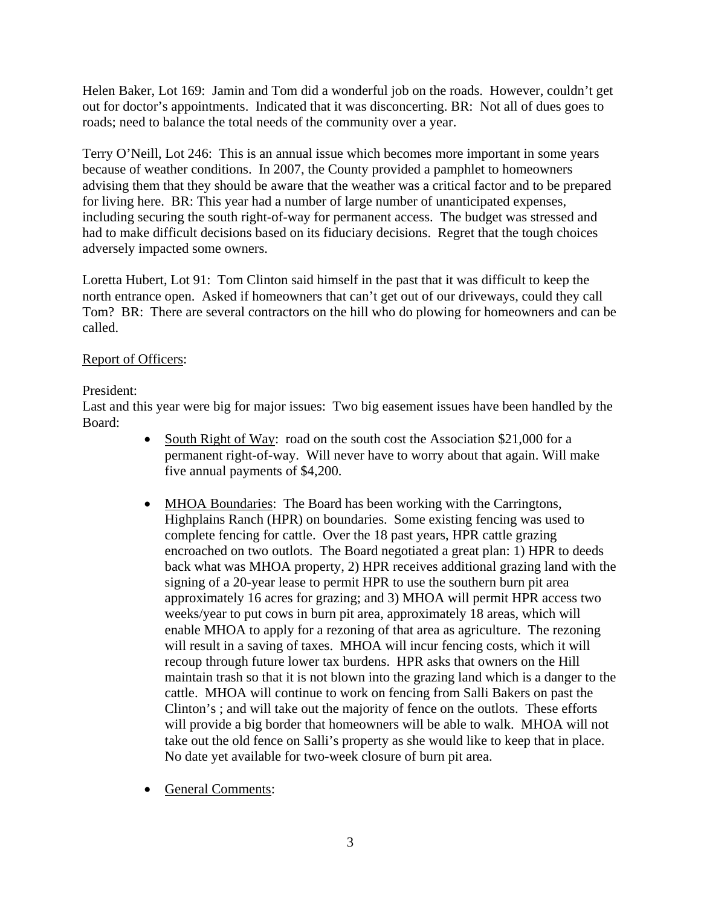Helen Baker, Lot 169: Jamin and Tom did a wonderful job on the roads. However, couldn't get out for doctor's appointments. Indicated that it was disconcerting. BR: Not all of dues goes to roads; need to balance the total needs of the community over a year.

Terry O'Neill, Lot 246: This is an annual issue which becomes more important in some years because of weather conditions. In 2007, the County provided a pamphlet to homeowners advising them that they should be aware that the weather was a critical factor and to be prepared for living here. BR: This year had a number of large number of unanticipated expenses, including securing the south right-of-way for permanent access. The budget was stressed and had to make difficult decisions based on its fiduciary decisions. Regret that the tough choices adversely impacted some owners.

Loretta Hubert, Lot 91: Tom Clinton said himself in the past that it was difficult to keep the north entrance open. Asked if homeowners that can't get out of our driveways, could they call Tom? BR: There are several contractors on the hill who do plowing for homeowners and can be called.

<u>Report of Officers</u>:

President:
Last and this year were big for major issues: Two big easement issues have been handled by the Board:

- <u>South Right of Way</u>: road on the south cost the Association $21,000 for a permanent right-of-way. Will never have to worry about that again. Will make five annual payments of $4,200.

- <u>MHOA Boundaries</u>: The Board has been working with the Carringtons, Highplains Ranch (HPR) on boundaries. Some existing fencing was used to complete fencing for cattle. Over the 18 past years, HPR cattle grazing encroached on two outlots. The Board negotiated a great plan: 1) HPR to deeds back what was MHOA property, 2) HPR receives additional grazing land with the signing of a 20-year lease to permit HPR to use the southern burn pit area approximately 16 acres for grazing; and 3) MHOA will permit HPR access two weeks/year to put cows in burn pit area, approximately 18 areas, which will enable MHOA to apply for a rezoning of that area as agriculture. The rezoning will result in a saving of taxes. MHOA will incur fencing costs, which it will recoup through future lower tax burdens. HPR asks that owners on the Hill maintain trash so that it is not blown into the grazing land which is a danger to the cattle. MHOA will continue to work on fencing from Salli Bakers on past the Clinton's ; and will take out the majority of fence on the outlots. These efforts will provide a big border that homeowners will be able to walk. MHOA will not take out the old fence on Salli's property as she would like to keep that in place. No date yet available for two-week closure of burn pit area.

- <u>General Comments</u>: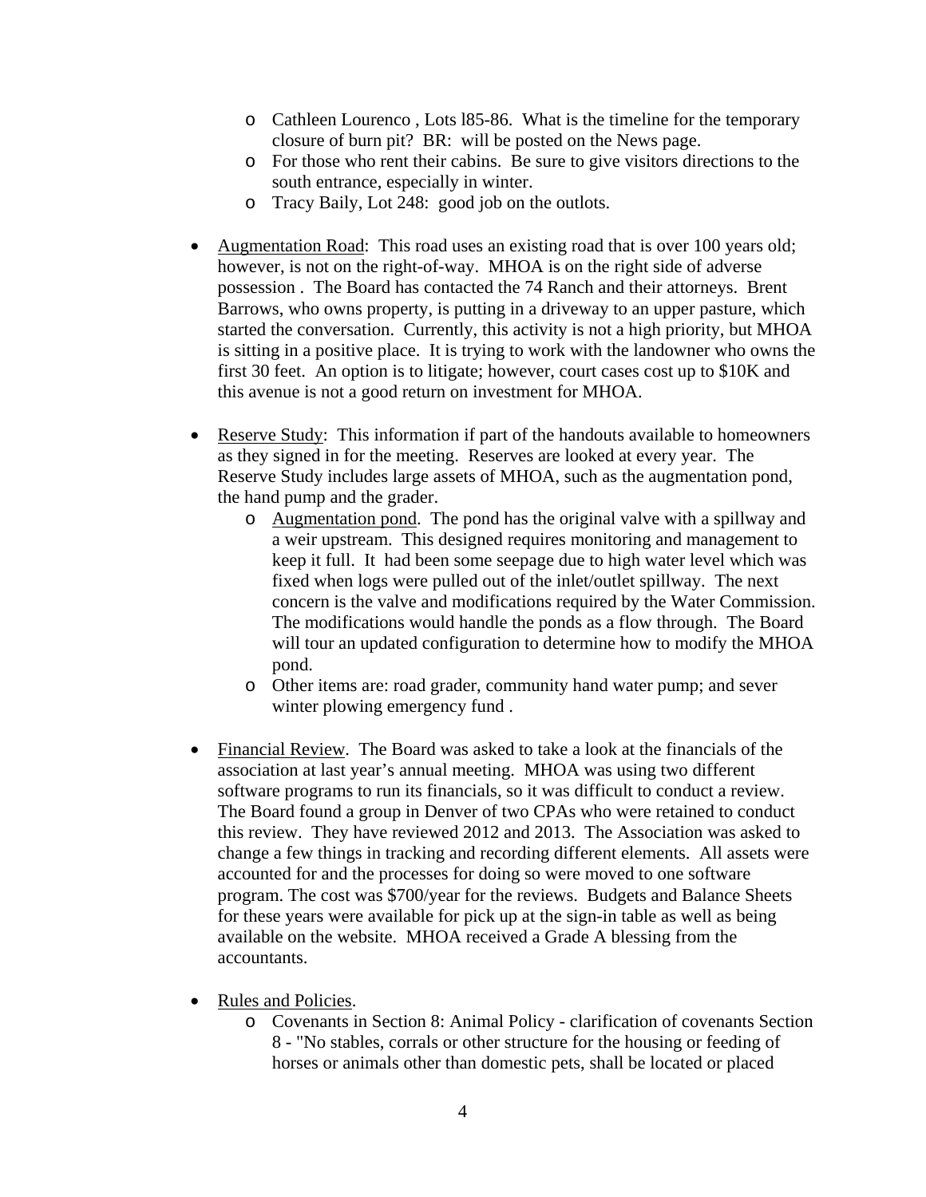- Cathleen Lourenco , Lots l85-86. What is the timeline for the temporary closure of burn pit? BR: will be posted on the News page.
- For those who rent their cabins. Be sure to give visitors directions to the south entrance, especially in winter.
- Tracy Baily, Lot 248: good job on the outlots.

- Augmentation Road: This road uses an existing road that is over 100 years old; however, is not on the right-of-way. MHOA is on the right side of adverse possession . The Board has contacted the 74 Ranch and their attorneys. Brent Barrows, who owns property, is putting in a driveway to an upper pasture, which started the conversation. Currently, this activity is not a high priority, but MHOA is sitting in a positive place. It is trying to work with the landowner who owns the first 30 feet. An option is to litigate; however, court cases cost up to $10K and this avenue is not a good return on investment for MHOA.

- Reserve Study: This information if part of the handouts available to homeowners as they signed in for the meeting. Reserves are looked at every year. The Reserve Study includes large assets of MHOA, such as the augmentation pond, the hand pump and the grader.
  - Augmentation pond. The pond has the original valve with a spillway and a weir upstream. This designed requires monitoring and management to keep it full. It had been some seepage due to high water level which was fixed when logs were pulled out of the inlet/outlet spillway. The next concern is the valve and modifications required by the Water Commission. The modifications would handle the ponds as a flow through. The Board will tour an updated configuration to determine how to modify the MHOA pond.
  - Other items are: road grader, community hand water pump; and sever winter plowing emergency fund .

- Financial Review. The Board was asked to take a look at the financials of the association at last year's annual meeting. MHOA was using two different software programs to run its financials, so it was difficult to conduct a review. The Board found a group in Denver of two CPAs who were retained to conduct this review. They have reviewed 2012 and 2013. The Association was asked to change a few things in tracking and recording different elements. All assets were accounted for and the processes for doing so were moved to one software program. The cost was $700/year for the reviews. Budgets and Balance Sheets for these years were available for pick up at the sign-in table as well as being available on the website. MHOA received a Grade A blessing from the accountants.

- Rules and Policies.
  - Covenants in Section 8: Animal Policy - clarification of covenants Section 8 - "No stables, corrals or other structure for the housing or feeding of horses or animals other than domestic pets, shall be located or placed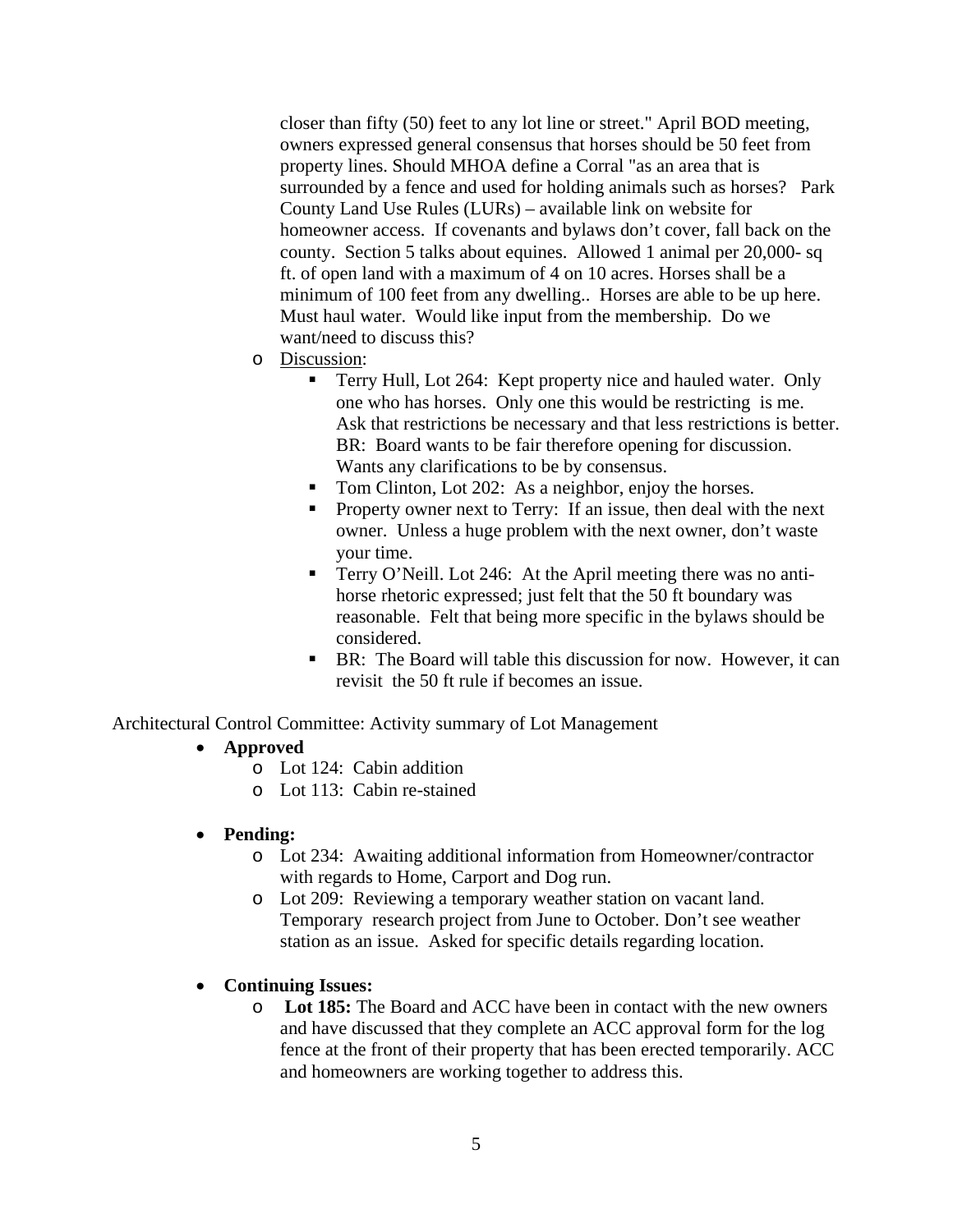closer than fifty (50) feet to any lot line or street." April BOD meeting, owners expressed general consensus that horses should be 50 feet from property lines. Should MHOA define a Corral "as an area that is surrounded by a fence and used for holding animals such as horses? Park County Land Use Rules (LURs) – available link on website for homeowner access. If covenants and bylaws don't cover, fall back on the county. Section 5 talks about equines. Allowed 1 animal per 20,000- sq ft. of open land with a maximum of 4 on 10 acres. Horses shall be a minimum of 100 feet from any dwelling.. Horses are able to be up here. Must haul water. Would like input from the membership. Do we want/need to discuss this?

- Discussion:
  - Terry Hull, Lot 264: Kept property nice and hauled water. Only one who has horses. Only one this would be restricting is me. Ask that restrictions be necessary and that less restrictions is better. BR: Board wants to be fair therefore opening for discussion. Wants any clarifications to be by consensus.
  - Tom Clinton, Lot 202: As a neighbor, enjoy the horses.
  - Property owner next to Terry: If an issue, then deal with the next owner. Unless a huge problem with the next owner, don't waste your time.
  - Terry O'Neill. Lot 246: At the April meeting there was no anti-horse rhetoric expressed; just felt that the 50 ft boundary was reasonable. Felt that being more specific in the bylaws should be considered.
  - BR: The Board will table this discussion for now. However, it can revisit the 50 ft rule if becomes an issue.

Architectural Control Committee: Activity summary of Lot Management

- **Approved**
  - Lot 124: Cabin addition
  - Lot 113: Cabin re-stained
- **Pending:**
  - Lot 234: Awaiting additional information from Homeowner/contractor with regards to Home, Carport and Dog run.
  - Lot 209: Reviewing a temporary weather station on vacant land. Temporary research project from June to October. Don't see weather station as an issue. Asked for specific details regarding location.
- **Continuing Issues:**
  - **Lot 185:** The Board and ACC have been in contact with the new owners and have discussed that they complete an ACC approval form for the log fence at the front of their property that has been erected temporarily. ACC and homeowners are working together to address this.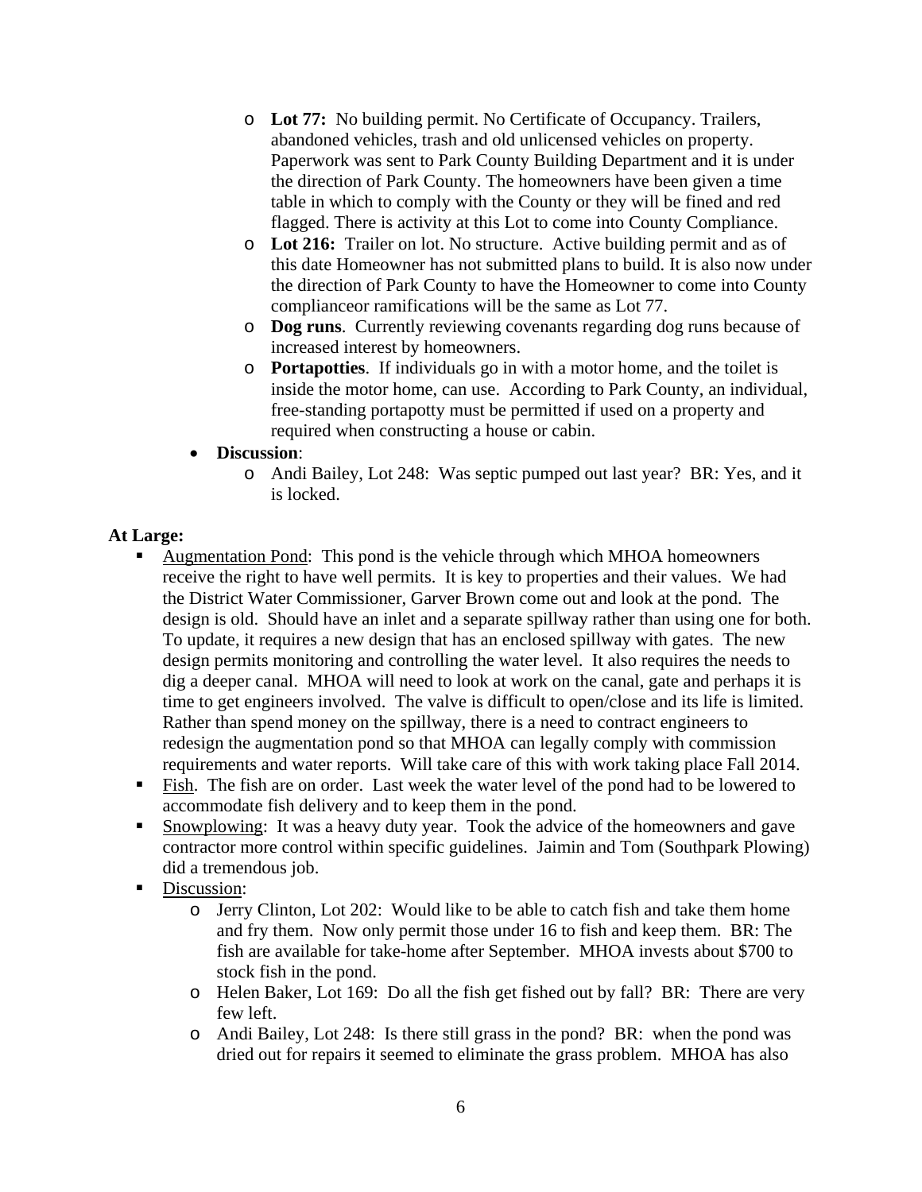- **Lot 77:** No building permit. No Certificate of Occupancy. Trailers, abandoned vehicles, trash and old unlicensed vehicles on property. Paperwork was sent to Park County Building Department and it is under the direction of Park County. The homeowners have been given a time table in which to comply with the County or they will be fined and red flagged. There is activity at this Lot to come into County Compliance.
  - **Lot 216:** Trailer on lot. No structure. Active building permit and as of this date Homeowner has not submitted plans to build. It is also now under the direction of Park County to have the Homeowner to come into County complianceor ramifications will be the same as Lot 77.
  - **Dog runs**. Currently reviewing covenants regarding dog runs because of increased interest by homeowners.
  - **Portapotties**. If individuals go in with a motor home, and the toilet is inside the motor home, can use. According to Park County, an individual, free-standing portapotty must be permitted if used on a property and required when constructing a house or cabin.
- **Discussion**:
  - Andi Bailey, Lot 248: Was septic pumped out last year? BR: Yes, and it is locked.

**At Large:**

- Augmentation Pond: This pond is the vehicle through which MHOA homeowners receive the right to have well permits. It is key to properties and their values. We had the District Water Commissioner, Garver Brown come out and look at the pond. The design is old. Should have an inlet and a separate spillway rather than using one for both. To update, it requires a new design that has an enclosed spillway with gates. The new design permits monitoring and controlling the water level. It also requires the needs to dig a deeper canal. MHOA will need to look at work on the canal, gate and perhaps it is time to get engineers involved. The valve is difficult to open/close and its life is limited. Rather than spend money on the spillway, there is a need to contract engineers to redesign the augmentation pond so that MHOA can legally comply with commission requirements and water reports. Will take care of this with work taking place Fall 2014.
- Fish. The fish are on order. Last week the water level of the pond had to be lowered to accommodate fish delivery and to keep them in the pond.
- Snowplowing: It was a heavy duty year. Took the advice of the homeowners and gave contractor more control within specific guidelines. Jaimin and Tom (Southpark Plowing) did a tremendous job.
- Discussion:
  - Jerry Clinton, Lot 202: Would like to be able to catch fish and take them home and fry them. Now only permit those under 16 to fish and keep them. BR: The fish are available for take-home after September. MHOA invests about $700 to stock fish in the pond.
  - Helen Baker, Lot 169: Do all the fish get fished out by fall? BR: There are very few left.
  - Andi Bailey, Lot 248: Is there still grass in the pond? BR: when the pond was dried out for repairs it seemed to eliminate the grass problem. MHOA has also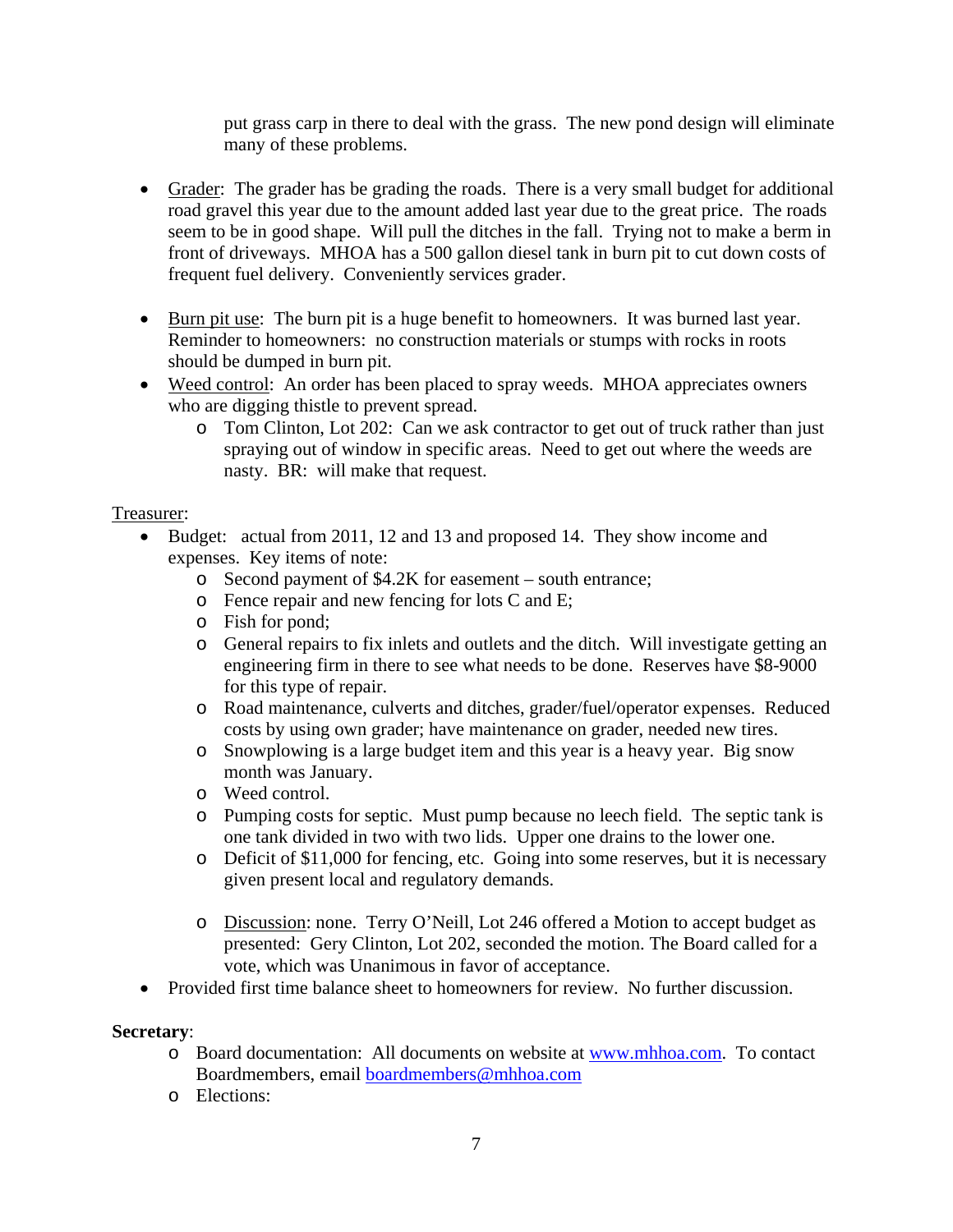put grass carp in there to deal with the grass. The new pond design will eliminate many of these problems.

- Grader: The grader has be grading the roads. There is a very small budget for additional road gravel this year due to the amount added last year due to the great price. The roads seem to be in good shape. Will pull the ditches in the fall. Trying not to make a berm in front of driveways. MHOA has a 500 gallon diesel tank in burn pit to cut down costs of frequent fuel delivery. Conveniently services grader.

- Burn pit use: The burn pit is a huge benefit to homeowners. It was burned last year. Reminder to homeowners: no construction materials or stumps with rocks in roots should be dumped in burn pit.
- Weed control: An order has been placed to spray weeds. MHOA appreciates owners who are digging thistle to prevent spread.
  - Tom Clinton, Lot 202: Can we ask contractor to get out of truck rather than just spraying out of window in specific areas. Need to get out where the weeds are nasty. BR: will make that request.

Treasurer:

- Budget: actual from 2011, 12 and 13 and proposed 14. They show income and expenses. Key items of note:
  - Second payment of $4.2K for easement – south entrance;
  - Fence repair and new fencing for lots C and E;
  - Fish for pond;
  - General repairs to fix inlets and outlets and the ditch. Will investigate getting an engineering firm in there to see what needs to be done. Reserves have $8-9000 for this type of repair.
  - Road maintenance, culverts and ditches, grader/fuel/operator expenses. Reduced costs by using own grader; have maintenance on grader, needed new tires.
  - Snowplowing is a large budget item and this year is a heavy year. Big snow month was January.
  - Weed control.
  - Pumping costs for septic. Must pump because no leech field. The septic tank is one tank divided in two with two lids. Upper one drains to the lower one.
  - Deficit of $11,000 for fencing, etc. Going into some reserves, but it is necessary given present local and regulatory demands.

  - Discussion: none. Terry O'Neill, Lot 246 offered a Motion to accept budget as presented: Gery Clinton, Lot 202, seconded the motion. The Board called for a vote, which was Unanimous in favor of acceptance.
- Provided first time balance sheet to homeowners for review. No further discussion.

**Secretary**:

- Board documentation: All documents on website at [www.mhhoa.com](www.mhhoa.com). To contact Boardmembers, email [boardmembers@mhhoa.com](mailto:boardmembers@mhhoa.com)
- Elections: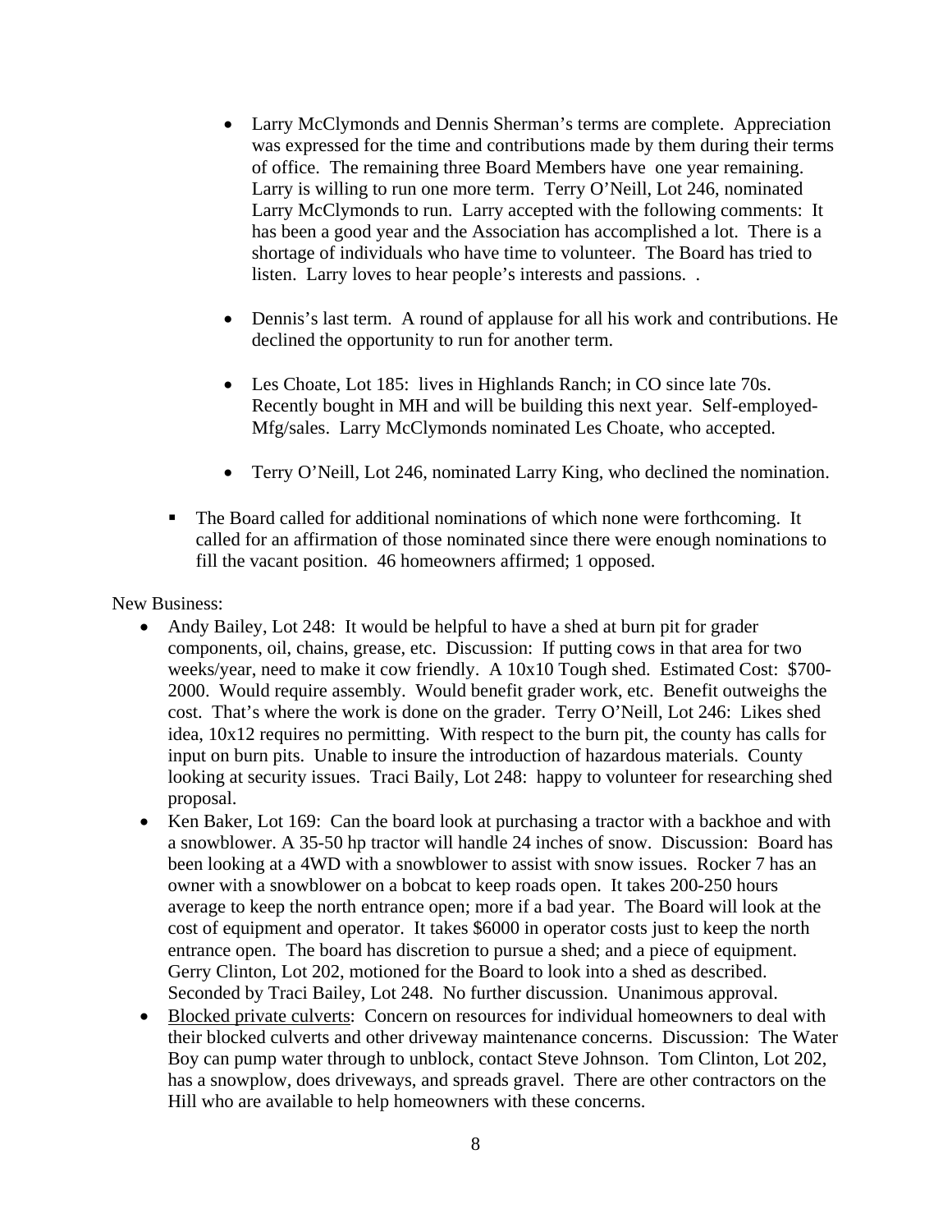- Larry McClymonds and Dennis Sherman's terms are complete. Appreciation was expressed for the time and contributions made by them during their terms of office. The remaining three Board Members have one year remaining. Larry is willing to run one more term. Terry O'Neill, Lot 246, nominated Larry McClymonds to run. Larry accepted with the following comments: It has been a good year and the Association has accomplished a lot. There is a shortage of individuals who have time to volunteer. The Board has tried to listen. Larry loves to hear people's interests and passions. .

- Dennis's last term. A round of applause for all his work and contributions. He declined the opportunity to run for another term.

- Les Choate, Lot 185: lives in Highlands Ranch; in CO since late 70s. Recently bought in MH and will be building this next year. Self-employed-Mfg/sales. Larry McClymonds nominated Les Choate, who accepted.

- Terry O'Neill, Lot 246, nominated Larry King, who declined the nomination.

- The Board called for additional nominations of which none were forthcoming. It called for an affirmation of those nominated since there were enough nominations to fill the vacant position. 46 homeowners affirmed; 1 opposed.

New Business:

- Andy Bailey, Lot 248: It would be helpful to have a shed at burn pit for grader components, oil, chains, grease, etc. Discussion: If putting cows in that area for two weeks/year, need to make it cow friendly. A 10x10 Tough shed. Estimated Cost: $700-2000. Would require assembly. Would benefit grader work, etc. Benefit outweighs the cost. That's where the work is done on the grader. Terry O'Neill, Lot 246: Likes shed idea, 10x12 requires no permitting. With respect to the burn pit, the county has calls for input on burn pits. Unable to insure the introduction of hazardous materials. County looking at security issues. Traci Baily, Lot 248: happy to volunteer for researching shed proposal.
- Ken Baker, Lot 169: Can the board look at purchasing a tractor with a backhoe and with a snowblower. A 35-50 hp tractor will handle 24 inches of snow. Discussion: Board has been looking at a 4WD with a snowblower to assist with snow issues. Rocker 7 has an owner with a snowblower on a bobcat to keep roads open. It takes 200-250 hours average to keep the north entrance open; more if a bad year. The Board will look at the cost of equipment and operator. It takes $6000 in operator costs just to keep the north entrance open. The board has discretion to pursue a shed; and a piece of equipment. Gerry Clinton, Lot 202, motioned for the Board to look into a shed as described. Seconded by Traci Bailey, Lot 248. No further discussion. Unanimous approval.
- <u>Blocked private culverts</u>: Concern on resources for individual homeowners to deal with their blocked culverts and other driveway maintenance concerns. Discussion: The Water Boy can pump water through to unblock, contact Steve Johnson. Tom Clinton, Lot 202, has a snowplow, does driveways, and spreads gravel. There are other contractors on the Hill who are available to help homeowners with these concerns.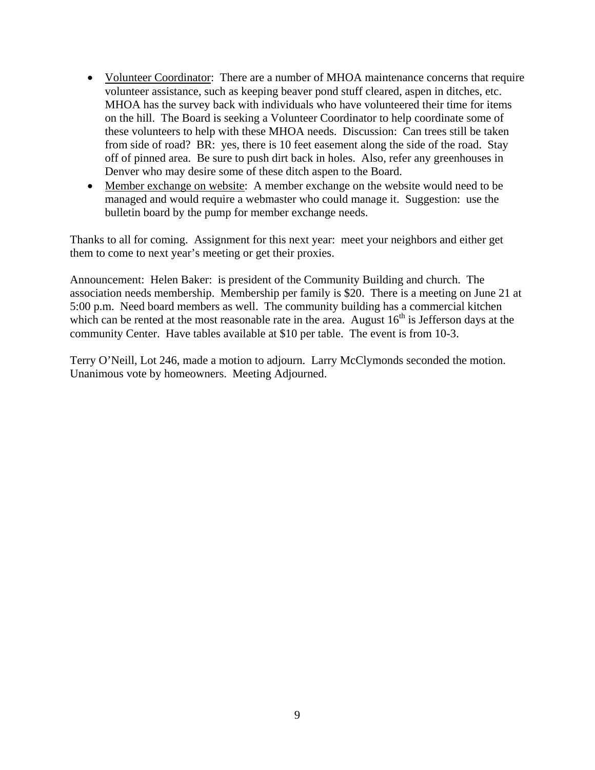- Volunteer Coordinator: There are a number of MHOA maintenance concerns that require volunteer assistance, such as keeping beaver pond stuff cleared, aspen in ditches, etc. MHOA has the survey back with individuals who have volunteered their time for items on the hill. The Board is seeking a Volunteer Coordinator to help coordinate some of these volunteers to help with these MHOA needs. Discussion: Can trees still be taken from side of road? BR: yes, there is 10 feet easement along the side of the road. Stay off of pinned area. Be sure to push dirt back in holes. Also, refer any greenhouses in Denver who may desire some of these ditch aspen to the Board.
- Member exchange on website: A member exchange on the website would need to be managed and would require a webmaster who could manage it. Suggestion: use the bulletin board by the pump for member exchange needs.

Thanks to all for coming. Assignment for this next year: meet your neighbors and either get them to come to next year's meeting or get their proxies.

Announcement: Helen Baker: is president of the Community Building and church. The association needs membership. Membership per family is $20. There is a meeting on June 21 at 5:00 p.m. Need board members as well. The community building has a commercial kitchen which can be rented at the most reasonable rate in the area. August 16th is Jefferson days at the community Center. Have tables available at $10 per table. The event is from 10-3.

Terry O'Neill, Lot 246, made a motion to adjourn. Larry McClymonds seconded the motion. Unanimous vote by homeowners. Meeting Adjourned.